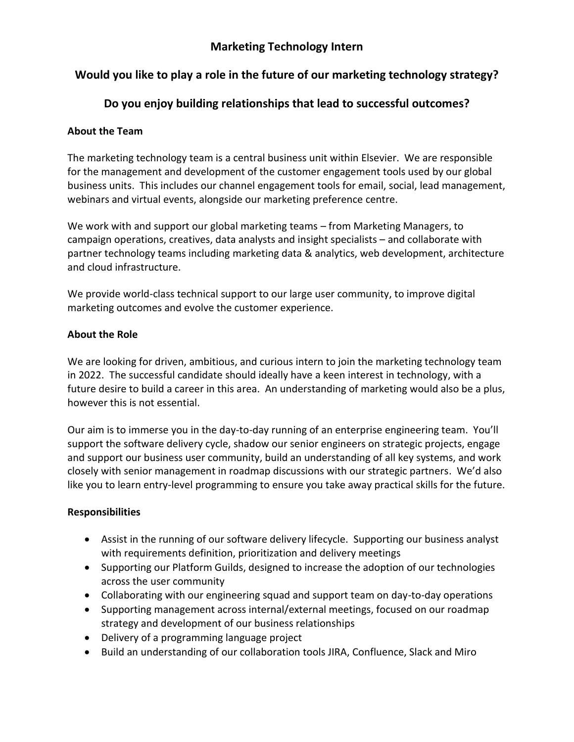# Marketing Technology Intern

## Would you like to play a role in the future of our marketing technology strategy?

## Do you enjoy building relationships that lead to successful outcomes?

**About the Team**

The marketing technology team is a central business unit within Elsevier. We are responsible for the management and development of the customer engagement tools used by our global business units. This includes our channel engagement tools for email, social, lead management, webinars and virtual events, alongside our marketing preference centre.

We work with and support our global marketing teams – from Marketing Managers, to campaign operations, creatives, data analysts and insight specialists – and collaborate with partner technology teams including marketing data & analytics, web development, architecture and cloud infrastructure.

We provide world-class technical support to our large user community, to improve digital marketing outcomes and evolve the customer experience.

**About the Role**

We are looking for driven, ambitious, and curious intern to join the marketing technology team in 2022. The successful candidate should ideally have a keen interest in technology, with a future desire to build a career in this area. An understanding of marketing would also be a plus, however this is not essential.

Our aim is to immerse you in the day-to-day running of an enterprise engineering team. You'll support the software delivery cycle, shadow our senior engineers on strategic projects, engage and support our business user community, build an understanding of all key systems, and work closely with senior management in roadmap discussions with our strategic partners. We'd also like you to learn entry-level programming to ensure you take away practical skills for the future.

**Responsibilities**

- Assist in the running of our software delivery lifecycle. Supporting our business analyst with requirements definition, prioritization and delivery meetings
- Supporting our Platform Guilds, designed to increase the adoption of our technologies across the user community
- Collaborating with our engineering squad and support team on day-to-day operations
- Supporting management across internal/external meetings, focused on our roadmap strategy and development of our business relationships
- Delivery of a programming language project
- Build an understanding of our collaboration tools JIRA, Confluence, Slack and Miro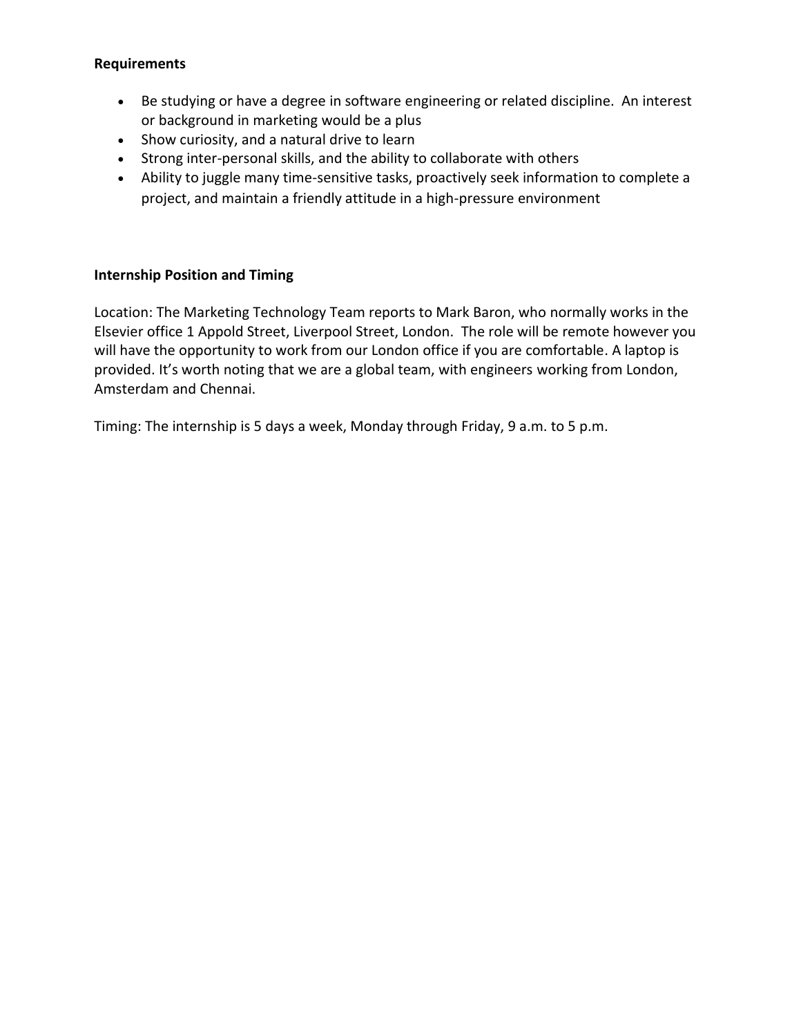**Requirements**

- Be studying or have a degree in software engineering or related discipline. An interest or background in marketing would be a plus
- Show curiosity, and a natural drive to learn
- Strong inter-personal skills, and the ability to collaborate with others
- Ability to juggle many time-sensitive tasks, proactively seek information to complete a project, and maintain a friendly attitude in a high-pressure environment

**Internship Position and Timing**

Location: The Marketing Technology Team reports to Mark Baron, who normally works in the Elsevier office 1 Appold Street, Liverpool Street, London. The role will be remote however you will have the opportunity to work from our London office if you are comfortable. A laptop is provided. It's worth noting that we are a global team, with engineers working from London, Amsterdam and Chennai.

Timing: The internship is 5 days a week, Monday through Friday, 9 a.m. to 5 p.m.